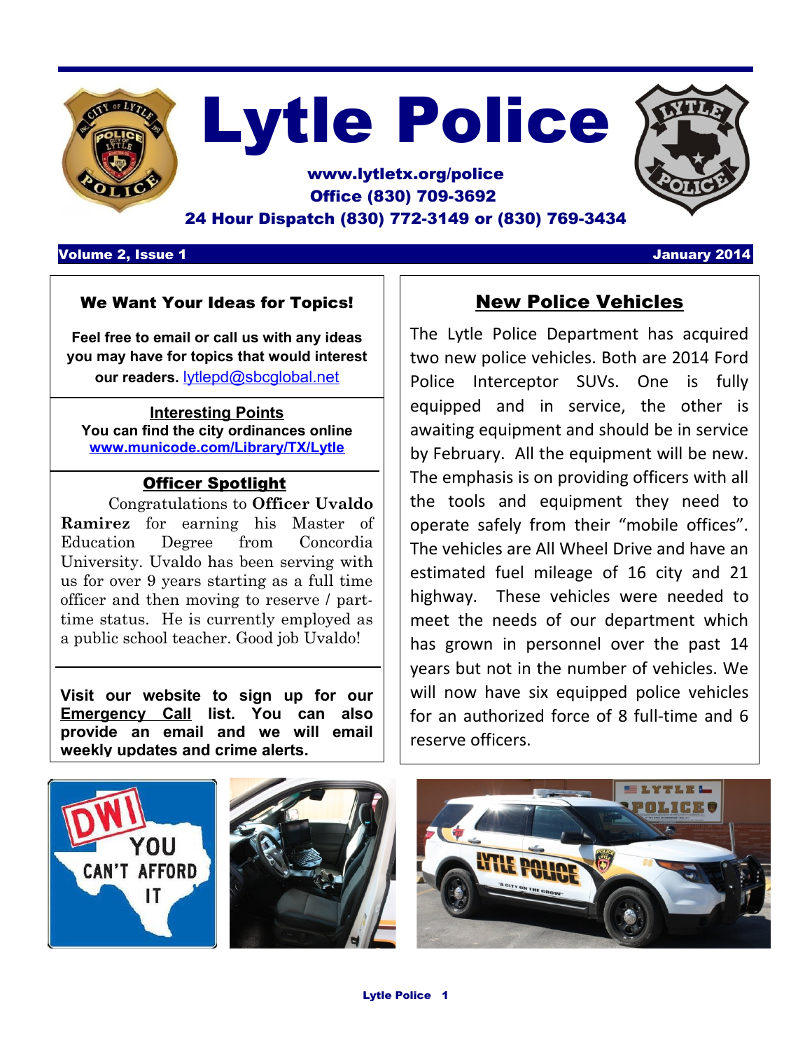# Lytle Police

**www.lytletx.org/police**
**Office (830) 709-3692**
**24 Hour Dispatch (830) 772-3149 or (830) 769-3434**

**Volume 2, Issue 1** **January 2014**

### We Want Your Ideas for Topics!

**Feel free to email or call us with any ideas you may have for topics that would interest our readers.** lytlepd@sbcglobal.net

### Interesting Points

**You can find the city ordinances online**
**www.municode.com/Library/TX/Lytle**

### Officer Spotlight

Congratulations to **Officer Uvaldo Ramirez** for earning his Master of Education Degree from Concordia University. Uvaldo has been serving with us for over 9 years starting as a full time officer and then moving to reserve / part-time status. He is currently employed as a public school teacher. Good job Uvaldo!

**Visit our website to sign up for our Emergency Call list. You can also provide an email and we will email weekly updates and crime alerts.**

## New Police Vehicles

The Lytle Police Department has acquired two new police vehicles. Both are 2014 Ford Police Interceptor SUVs. One is fully equipped and in service, the other is awaiting equipment and should be in service by February. All the equipment will be new. The emphasis is on providing officers with all the tools and equipment they need to operate safely from their "mobile offices". The vehicles are All Wheel Drive and have an estimated fuel mileage of 16 city and 21 highway. These vehicles were needed to meet the needs of our department which has grown in personnel over the past 14 years but not in the number of vehicles. We will now have six equipped police vehicles for an authorized force of 8 full-time and 6 reserve officers.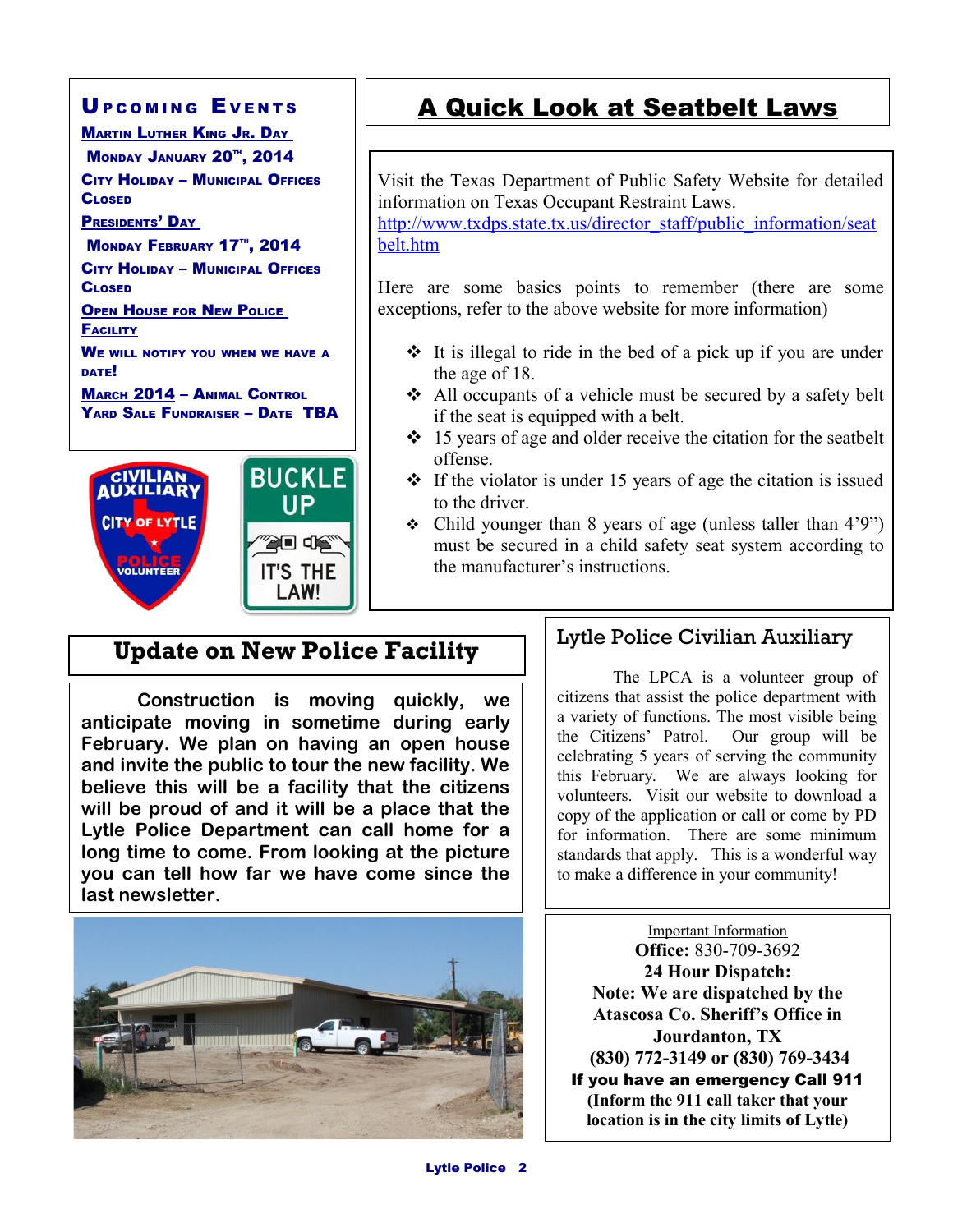## Upcoming Events

**Martin Luther King Jr. Day**

**Monday January 20th, 2014**

**City Holiday – Municipal Offices Closed**

**Presidents' Day**

**Monday February 17th, 2014**

**City Holiday – Municipal Offices Closed**

**Open House for New Police Facility**

**We will notify you when we have a date!**

**March 2014 – Animal Control Yard Sale Fundraiser – Date TBA**

CIVILIAN AUXILIARY
CITY OF LYTLE
POLICE
VOLUNTEER

BUCKLE UP
IT'S THE LAW!

# A Quick Look at Seatbelt Laws

Visit the Texas Department of Public Safety Website for detailed information on Texas Occupant Restraint Laws.
http://www.txdps.state.tx.us/director_staff/public_information/seatbelt.htm

Here are some basics points to remember (there are some exceptions, refer to the above website for more information)

- It is illegal to ride in the bed of a pick up if you are under the age of 18.
- All occupants of a vehicle must be secured by a safety belt if the seat is equipped with a belt.
- 15 years of age and older receive the citation for the seatbelt offense.
- If the violator is under 15 years of age the citation is issued to the driver.
- Child younger than 8 years of age (unless taller than 4'9") must be secured in a child safety seat system according to the manufacturer's instructions.

## Update on New Police Facility

**Construction is moving quickly, we anticipate moving in sometime during early February. We plan on having an open house and invite the public to tour the new facility. We believe this will be a facility that the citizens will be proud of and it will be a place that the Lytle Police Department can call home for a long time to come. From looking at the picture you can tell how far we have come since the last newsletter.**

## Lytle Police Civilian Auxiliary

The LPCA is a volunteer group of citizens that assist the police department with a variety of functions. The most visible being the Citizens' Patrol. Our group will be celebrating 5 years of serving the community this February. We are always looking for volunteers. Visit our website to download a copy of the application or call or come by PD for information. There are some minimum standards that apply. This is a wonderful way to make a difference in your community!

Important Information

**Office:** 830-709-3692

**24 Hour Dispatch:**

**Note: We are dispatched by the Atascosa Co. Sheriff's Office in Jourdanton, TX**

**(830) 772-3149 or (830) 769-3434**

**If you have an emergency Call 911**

**(Inform the 911 call taker that your location is in the city limits of Lytle)**